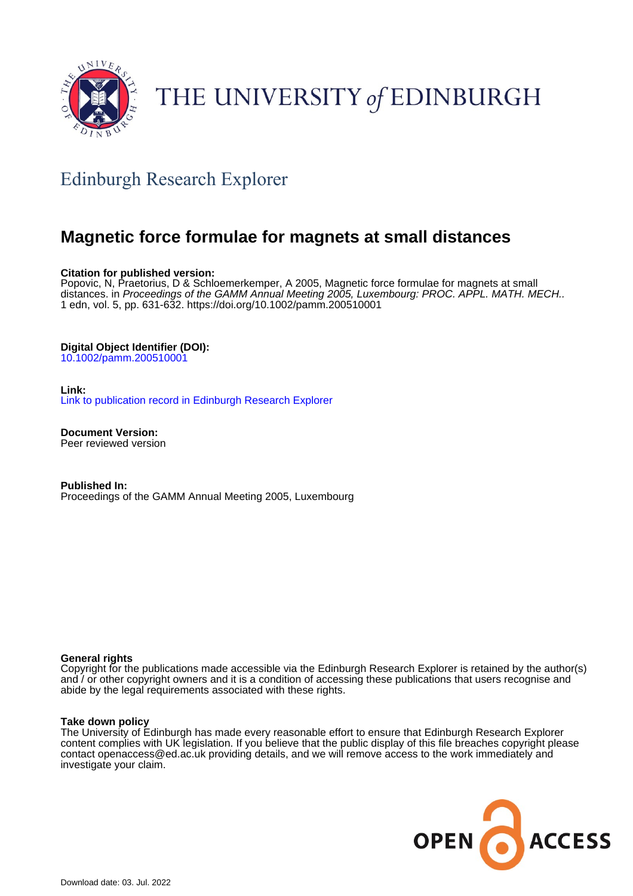THE UNIVERSITY *of* EDINBURGH

## Edinburgh Research Explorer

# Magnetic force formulae for magnets at small distances

**Citation for published version:**
Popovic, N, Praetorius, D & Schloemerkemper, A 2005, Magnetic force formulae for magnets at small distances. in *Proceedings of the GAMM Annual Meeting 2005, Luxembourg: PROC. APPL. MATH. MECH..* 1 edn, vol. 5, pp. 631-632. https://doi.org/10.1002/pamm.200510001

**Digital Object Identifier (DOI):**
10.1002/pamm.200510001

**Link:**
Link to publication record in Edinburgh Research Explorer

**Document Version:**
Peer reviewed version

**Published In:**
Proceedings of the GAMM Annual Meeting 2005, Luxembourg

**General rights**
Copyright for the publications made accessible via the Edinburgh Research Explorer is retained by the author(s) and / or other copyright owners and it is a condition of accessing these publications that users recognise and abide by the legal requirements associated with these rights.

**Take down policy**
The University of Edinburgh has made every reasonable effort to ensure that Edinburgh Research Explorer content complies with UK legislation. If you believe that the public display of this file breaches copyright please contact openaccess@ed.ac.uk providing details, and we will remove access to the work immediately and investigate your claim.

OPEN ACCESS

Download date: 03. Jul. 2022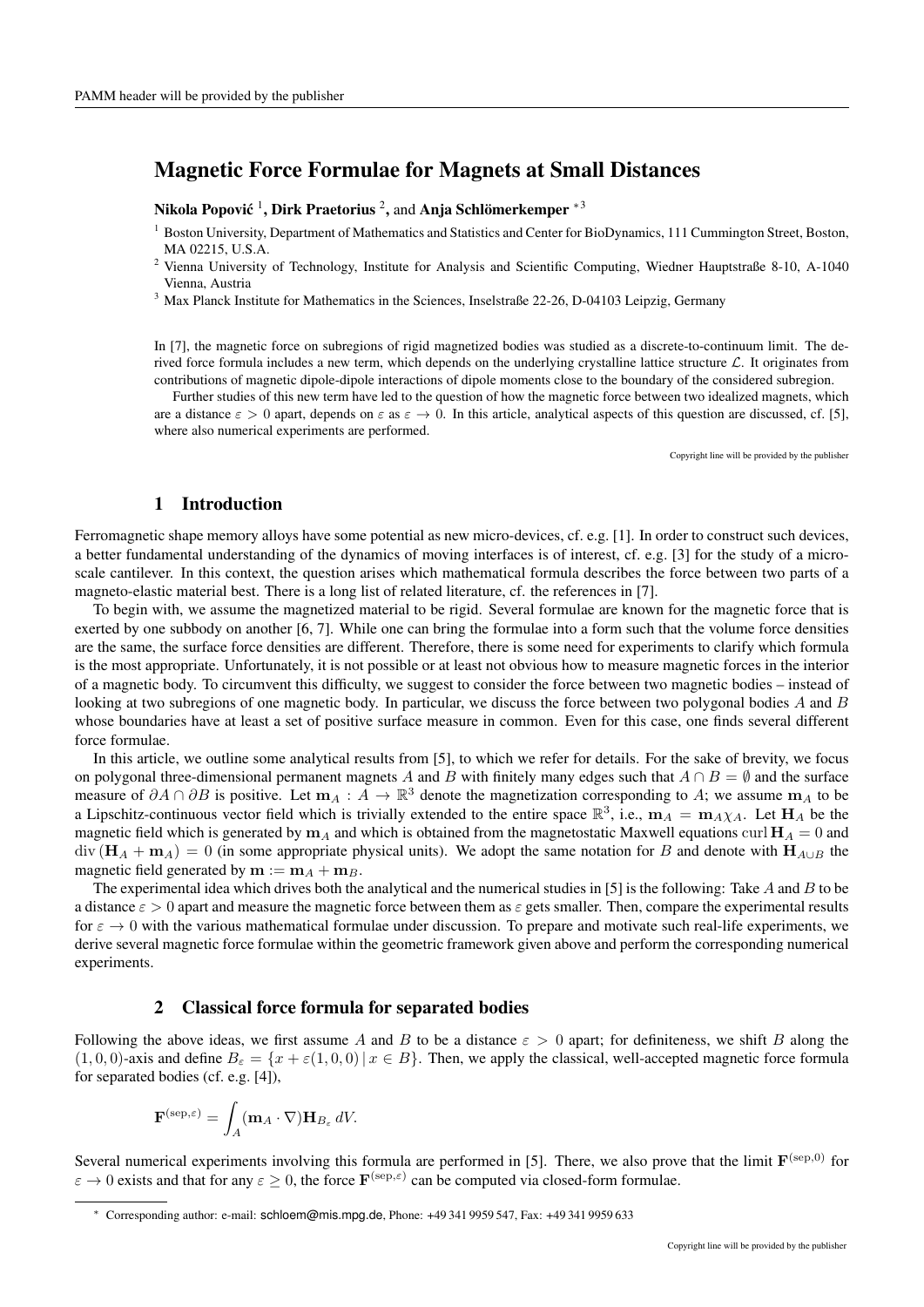# Magnetic Force Formulae for Magnets at Small Distances

**Nikola Popović** [1], **Dirk Praetorius** [2], and **Anja Schlömerkemper** [*3]

[1] Boston University, Department of Mathematics and Statistics and Center for BioDynamics, 111 Cummington Street, Boston, MA 02215, U.S.A.

[2] Vienna University of Technology, Institute for Analysis and Scientific Computing, Wiedner Hauptstraße 8-10, A-1040 Vienna, Austria

[3] Max Planck Institute for Mathematics in the Sciences, Inselstraße 22-26, D-04103 Leipzig, Germany

In [7], the magnetic force on subregions of rigid magnetized bodies was studied as a discrete-to-continuum limit. The derived force formula includes a new term, which depends on the underlying crystalline lattice structure $\mathcal{L}$. It originates from contributions of magnetic dipole-dipole interactions of dipole moments close to the boundary of the considered subregion.

Further studies of this new term have led to the question of how the magnetic force between two idealized magnets, which are a distance $\varepsilon > 0$ apart, depends on $\varepsilon$ as $\varepsilon \to 0$. In this article, analytical aspects of this question are discussed, cf. [5], where also numerical experiments are performed.

Copyright line will be provided by the publisher

## 1 Introduction

Ferromagnetic shape memory alloys have some potential as new micro-devices, cf. e.g. [1]. In order to construct such devices, a better fundamental understanding of the dynamics of moving interfaces is of interest, cf. e.g. [3] for the study of a micro-scale cantilever. In this context, the question arises which mathematical formula describes the force between two parts of a magneto-elastic material best. There is a long list of related literature, cf. the references in [7].

To begin with, we assume the magnetized material to be rigid. Several formulae are known for the magnetic force that is exerted by one subbody on another [6, 7]. While one can bring the formulae into a form such that the volume force densities are the same, the surface force densities are different. Therefore, there is some need for experiments to clarify which formula is the most appropriate. Unfortunately, it is not possible or at least not obvious how to measure magnetic forces in the interior of a magnetic body. To circumvent this difficulty, we suggest to consider the force between two magnetic bodies – instead of looking at two subregions of one magnetic body. In particular, we discuss the force between two polygonal bodies $A$ and $B$ whose boundaries have at least a set of positive surface measure in common. Even for this case, one finds several different force formulae.

In this article, we outline some analytical results from [5], to which we refer for details. For the sake of brevity, we focus on polygonal three-dimensional permanent magnets $A$ and $B$ with finitely many edges such that $A \cap B = \emptyset$ and the surface measure of $\partial A \cap \partial B$ is positive. Let $\mathbf{m}_A : A \to \mathbb{R}^3$ denote the magnetization corresponding to $A$; we assume $\mathbf{m}_A$ to be a Lipschitz-continuous vector field which is trivially extended to the entire space $\mathbb{R}^3$, i.e., $\mathbf{m}_A = \mathbf{m}_A \chi_A$. Let $\mathbf{H}_A$ be the magnetic field which is generated by $\mathbf{m}_A$ and which is obtained from the magnetostatic Maxwell equations $\operatorname{curl} \mathbf{H}_A = 0$ and $\operatorname{div}(\mathbf{H}_A + \mathbf{m}_A) = 0$ (in some appropriate physical units). We adopt the same notation for $B$ and denote with $\mathbf{H}_{A\cup B}$ the magnetic field generated by $\mathbf{m} := \mathbf{m}_A + \mathbf{m}_B$.

The experimental idea which drives both the analytical and the numerical studies in [5] is the following: Take $A$ and $B$ to be a distance $\varepsilon > 0$ apart and measure the magnetic force between them as $\varepsilon$ gets smaller. Then, compare the experimental results for $\varepsilon \to 0$ with the various mathematical formulae under discussion. To prepare and motivate such real-life experiments, we derive several magnetic force formulae within the geometric framework given above and perform the corresponding numerical experiments.

## 2 Classical force formula for separated bodies

Following the above ideas, we first assume $A$ and $B$ to be a distance $\varepsilon > 0$ apart; for definiteness, we shift $B$ along the $(1, 0, 0)$-axis and define $B_\varepsilon = \{x + \varepsilon(1, 0, 0) \,|\, x \in B\}$. Then, we apply the classical, well-accepted magnetic force formula for separated bodies (cf. e.g. [4]),

$$\mathbf{F}^{(\text{sep},\varepsilon)} = \int_A (\mathbf{m}_A \cdot \nabla)\mathbf{H}_{B_\varepsilon} \, dV.$$

Several numerical experiments involving this formula are performed in [5]. There, we also prove that the limit $\mathbf{F}^{(\text{sep},0)}$ for $\varepsilon \to 0$ exists and that for any $\varepsilon \geq 0$, the force $\mathbf{F}^{(\text{sep},\varepsilon)}$ can be computed via closed-form formulae.

* Corresponding author: e-mail: schloem@mis.mpg.de, Phone: +49 341 9959 547, Fax: +49 341 9959 633

Copyright line will be provided by the publisher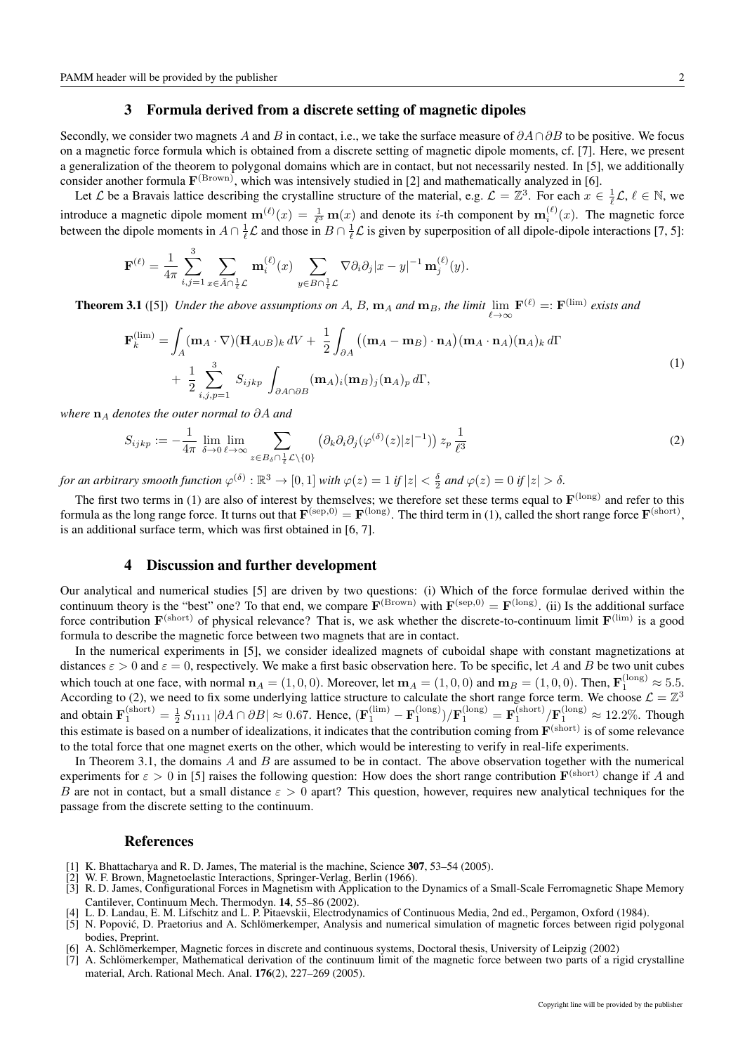## 3 Formula derived from a discrete setting of magnetic dipoles

Secondly, we consider two magnets $A$ and $B$ in contact, i.e., we take the surface measure of $\partial A \cap \partial B$ to be positive. We focus on a magnetic force formula which is obtained from a discrete setting of magnetic dipole moments, cf. [7]. Here, we present a generalization of the theorem to polygonal domains which are in contact, but not necessarily nested. In [5], we additionally consider another formula $\mathbf{F}^{(\mathrm{Brown})}$, which was intensively studied in [2] and mathematically analyzed in [6].

Let $\mathcal{L}$ be a Bravais lattice describing the crystalline structure of the material, e.g. $\mathcal{L} = \mathbb{Z}^3$. For each $x \in \frac{1}{\ell}\mathcal{L}$, $\ell \in \mathbb{N}$, we introduce a magnetic dipole moment $\mathbf{m}^{(\ell)}(x) = \frac{1}{\ell^3}\,\mathbf{m}(x)$ and denote its $i$-th component by $\mathbf{m}_i^{(\ell)}(x)$. The magnetic force between the dipole moments in $A \cap \frac{1}{\ell}\mathcal{L}$ and those in $B \cap \frac{1}{\ell}\mathcal{L}$ is given by superposition of all dipole-dipole interactions [7, 5]:

$$\mathbf{F}^{(\ell)} = \frac{1}{4\pi}\sum_{i,j=1}^{3}\ \sum_{x \in \bar{A} \cap \frac{1}{\ell}\mathcal{L}} \mathbf{m}_i^{(\ell)}(x) \sum_{y \in B \cap \frac{1}{\ell}\mathcal{L}} \nabla \partial_i \partial_j |x-y|^{-1}\, \mathbf{m}_j^{(\ell)}(y).$$

**Theorem 3.1** ([5]) *Under the above assumptions on $A$, $B$, $\mathbf{m}_A$ and $\mathbf{m}_B$, the limit $\lim_{\ell \to \infty} \mathbf{F}^{(\ell)} =: \mathbf{F}^{(\mathrm{lim})}$ exists and*

$$\begin{aligned}
\mathbf{F}_k^{(\mathrm{lim})} = &\int_A (\mathbf{m}_A \cdot \nabla)(\mathbf{H}_{A \cup B})_k \, dV + \frac{1}{2}\int_{\partial A} \big((\mathbf{m}_A - \mathbf{m}_B)\cdot \mathbf{n}_A\big)(\mathbf{m}_A \cdot \mathbf{n}_A)(\mathbf{n}_A)_k \, d\Gamma \\
&+ \frac{1}{2}\sum_{i,j,p=1}^{3} S_{ijkp} \int_{\partial A \cap \partial B} (\mathbf{m}_A)_i (\mathbf{m}_B)_j (\mathbf{n}_A)_p \, d\Gamma,
\end{aligned} \tag{1}$$

*where $\mathbf{n}_A$ denotes the outer normal to $\partial A$ and*

$$S_{ijkp} := -\frac{1}{4\pi}\lim_{\delta \to 0}\lim_{\ell \to \infty} \sum_{z \in B_\delta \cap \frac{1}{\ell}\mathcal{L}\setminus\{0\}} \big(\partial_k \partial_i \partial_j (\varphi^{(\delta)}(z)|z|^{-1})\big)\, z_p \, \frac{1}{\ell^3} \tag{2}$$

*for an arbitrary smooth function $\varphi^{(\delta)} : \mathbb{R}^3 \to [0,1]$ with $\varphi(z) = 1$ if $|z| < \frac{\delta}{2}$ and $\varphi(z) = 0$ if $|z| > \delta$.*

The first two terms in (1) are also of interest by themselves; we therefore set these terms equal to $\mathbf{F}^{(\mathrm{long})}$ and refer to this formula as the long range force. It turns out that $\mathbf{F}^{(\mathrm{sep},0)} = \mathbf{F}^{(\mathrm{long})}$. The third term in (1), called the short range force $\mathbf{F}^{(\mathrm{short})}$, is an additional surface term, which was first obtained in [6, 7].

## 4 Discussion and further development

Our analytical and numerical studies [5] are driven by two questions: (i) Which of the force formulae derived within the continuum theory is the "best" one? To that end, we compare $\mathbf{F}^{(\mathrm{Brown})}$ with $\mathbf{F}^{(\mathrm{sep},0)} = \mathbf{F}^{(\mathrm{long})}$. (ii) Is the additional surface force contribution $\mathbf{F}^{(\mathrm{short})}$ of physical relevance? That is, we ask whether the discrete-to-continuum limit $\mathbf{F}^{(\mathrm{lim})}$ is a good formula to describe the magnetic force between two magnets that are in contact.

In the numerical experiments in [5], we consider idealized magnets of cuboidal shape with constant magnetizations at distances $\varepsilon > 0$ and $\varepsilon = 0$, respectively. We make a first basic observation here. To be specific, let $A$ and $B$ be two unit cubes which touch at one face, with normal $\mathbf{n}_A = (1,0,0)$. Moreover, let $\mathbf{m}_A = (1,0,0)$ and $\mathbf{m}_B = (1,0,0)$. Then, $\mathbf{F}_1^{(\mathrm{long})} \approx 5.5$. According to (2), we need to fix some underlying lattice structure to calculate the short range force term. We choose $\mathcal{L} = \mathbb{Z}^3$ and obtain $\mathbf{F}_1^{(\mathrm{short})} = \frac{1}{2}\,S_{1111}\,|\partial A \cap \partial B| \approx 0.67$. Hence, $(\mathbf{F}_1^{(\mathrm{lim})} - \mathbf{F}_1^{(\mathrm{long})})/\mathbf{F}_1^{(\mathrm{long})} = \mathbf{F}_1^{(\mathrm{short})}/\mathbf{F}_1^{(\mathrm{long})} \approx 12.2\%$. Though this estimate is based on a number of idealizations, it indicates that the contribution coming from $\mathbf{F}^{(\mathrm{short})}$ is of some relevance to the total force that one magnet exerts on the other, which would be interesting to verify in real-life experiments.

In Theorem 3.1, the domains $A$ and $B$ are assumed to be in contact. The above observation together with the numerical experiments for $\varepsilon > 0$ in [5] raises the following question: How does the short range contribution $\mathbf{F}^{(\mathrm{short})}$ change if $A$ and $B$ are not in contact, but a small distance $\varepsilon > 0$ apart? This question, however, requires new analytical techniques for the passage from the discrete setting to the continuum.

## References

[1] K. Bhattacharya and R. D. James, The material is the machine, Science **307**, 53–54 (2005).

[2] W. F. Brown, Magnetoelastic Interactions, Springer-Verlag, Berlin (1966).

[3] R. D. James, Configurational Forces in Magnetism with Application to the Dynamics of a Small-Scale Ferromagnetic Shape Memory Cantilever, Continuum Mech. Thermodyn. **14**, 55–86 (2002).

[4] L. D. Landau, E. M. Lifschitz and L. P. Pitaevskii, Electrodynamics of Continuous Media, 2nd ed., Pergamon, Oxford (1984).

[5] N. Popović, D. Praetorius and A. Schlömerkemper, Analysis and numerical simulation of magnetic forces between rigid polygonal bodies, Preprint.

[6] A. Schlömerkemper, Magnetic forces in discrete and continuous systems, Doctoral thesis, University of Leipzig (2002)

[7] A. Schlömerkemper, Mathematical derivation of the continuum limit of the magnetic force between two parts of a rigid crystalline material, Arch. Rational Mech. Anal. **176**(2), 227–269 (2005).